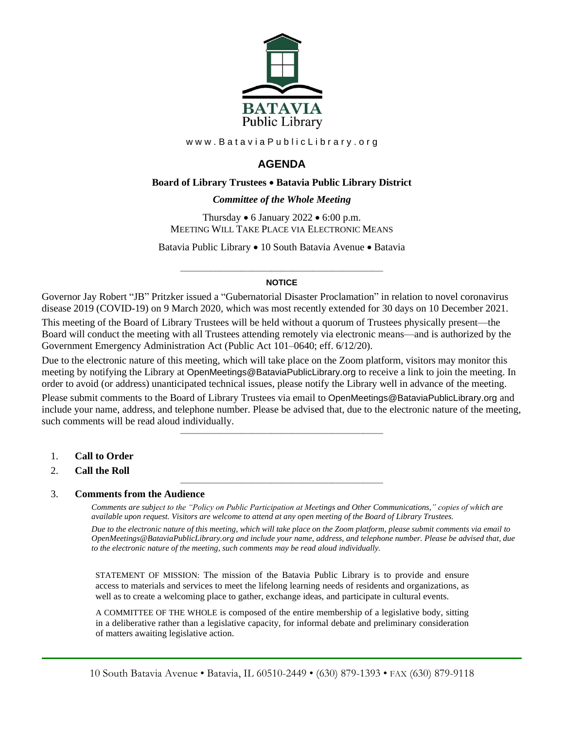**BATAVIA**
Public Library

www.BataviaPublicLibrary.org

# AGENDA

**Board of Library Trustees • Batavia Public Library District**

***Committee of the Whole Meeting***

Thursday • 6 January 2022 • 6:00 p.m.
MEETING WILL TAKE PLACE VIA ELECTRONIC MEANS

Batavia Public Library • 10 South Batavia Avenue • Batavia

---

**NOTICE**

Governor Jay Robert "JB" Pritzker issued a "Gubernatorial Disaster Proclamation" in relation to novel coronavirus disease 2019 (COVID-19) on 9 March 2020, which was most recently extended for 30 days on 10 December 2021.

This meeting of the Board of Library Trustees will be held without a quorum of Trustees physically present—the Board will conduct the meeting with all Trustees attending remotely via electronic means—and is authorized by the Government Emergency Administration Act (Public Act 101–0640; eff. 6/12/20).

Due to the electronic nature of this meeting, which will take place on the Zoom platform, visitors may monitor this meeting by notifying the Library at OpenMeetings@BataviaPublicLibrary.org to receive a link to join the meeting. In order to avoid (or address) unanticipated technical issues, please notify the Library well in advance of the meeting.

Please submit comments to the Board of Library Trustees via email to OpenMeetings@BataviaPublicLibrary.org and include your name, address, and telephone number. Please be advised that, due to the electronic nature of the meeting, such comments will be read aloud individually.

---

1. **Call to Order**
2. **Call the Roll**

---

3. **Comments from the Audience**

   *Comments are subject to the "Policy on Public Participation at Meetings and Other Communications," copies of which are available upon request. Visitors are welcome to attend at any open meeting of the Board of Library Trustees.*

   *Due to the electronic nature of this meeting, which will take place on the Zoom platform, please submit comments via email to OpenMeetings@BataviaPublicLibrary.org and include your name, address, and telephone number. Please be advised that, due to the electronic nature of the meeting, such comments may be read aloud individually.*

STATEMENT OF MISSION: The mission of the Batavia Public Library is to provide and ensure access to materials and services to meet the lifelong learning needs of residents and organizations, as well as to create a welcoming place to gather, exchange ideas, and participate in cultural events.

A COMMITTEE OF THE WHOLE is composed of the entire membership of a legislative body, sitting in a deliberative rather than a legislative capacity, for informal debate and preliminary consideration of matters awaiting legislative action.

10 South Batavia Avenue • Batavia, IL 60510-2449 • (630) 879-1393 • FAX (630) 879-9118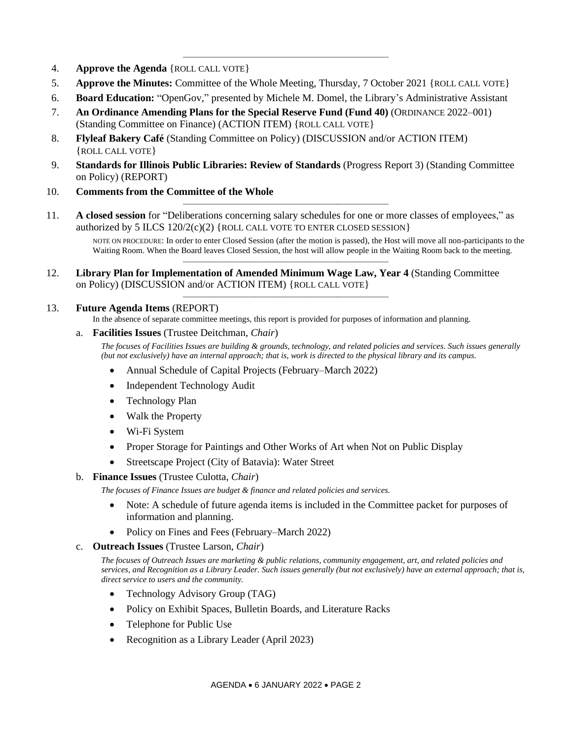---

4. **Approve the Agenda** {ROLL CALL VOTE}
5. **Approve the Minutes:** Committee of the Whole Meeting, Thursday, 7 October 2021 {ROLL CALL VOTE}
6. **Board Education:** "OpenGov," presented by Michele M. Domel, the Library's Administrative Assistant
7. **An Ordinance Amending Plans for the Special Reserve Fund (Fund 40)** (ORDINANCE 2022–001) (Standing Committee on Finance) (ACTION ITEM) {ROLL CALL VOTE}
8. **Flyleaf Bakery Café** (Standing Committee on Policy) (DISCUSSION and/or ACTION ITEM) {ROLL CALL VOTE}
9. **Standards for Illinois Public Libraries: Review of Standards** (Progress Report 3) (Standing Committee on Policy) (REPORT)
10. **Comments from the Committee of the Whole**

---

11. **A closed session** for "Deliberations concerning salary schedules for one or more classes of employees," as authorized by 5 ILCS 120/2(c)(2) {ROLL CALL VOTE TO ENTER CLOSED SESSION}

    NOTE ON PROCEDURE: In order to enter Closed Session (after the motion is passed), the Host will move all non-participants to the Waiting Room. When the Board leaves Closed Session, the host will allow people in the Waiting Room back to the meeting.

---

12. **Library Plan for Implementation of Amended Minimum Wage Law, Year 4** (Standing Committee on Policy) (DISCUSSION and/or ACTION ITEM) {ROLL CALL VOTE}

---

13. **Future Agenda Items** (REPORT)

    In the absence of separate committee meetings, this report is provided for purposes of information and planning.

    a. **Facilities Issues** (Trustee Deitchman, *Chair*)

       *The focuses of Facilities Issues are building & grounds, technology, and related policies and services. Such issues generally (but not exclusively) have an internal approach; that is, work is directed to the physical library and its campus.*

       - Annual Schedule of Capital Projects (February–March 2022)
       - Independent Technology Audit
       - Technology Plan
       - Walk the Property
       - Wi-Fi System
       - Proper Storage for Paintings and Other Works of Art when Not on Public Display
       - Streetscape Project (City of Batavia): Water Street

    b. **Finance Issues** (Trustee Culotta, *Chair*)

       *The focuses of Finance Issues are budget & finance and related policies and services.*

       - Note: A schedule of future agenda items is included in the Committee packet for purposes of information and planning.
       - Policy on Fines and Fees (February–March 2022)

    c. **Outreach Issues** (Trustee Larson, *Chair*)

       *The focuses of Outreach Issues are marketing & public relations, community engagement, art, and related policies and services, and Recognition as a Library Leader. Such issues generally (but not exclusively) have an external approach; that is, direct service to users and the community.*

       - Technology Advisory Group (TAG)
       - Policy on Exhibit Spaces, Bulletin Boards, and Literature Racks
       - Telephone for Public Use
       - Recognition as a Library Leader (April 2023)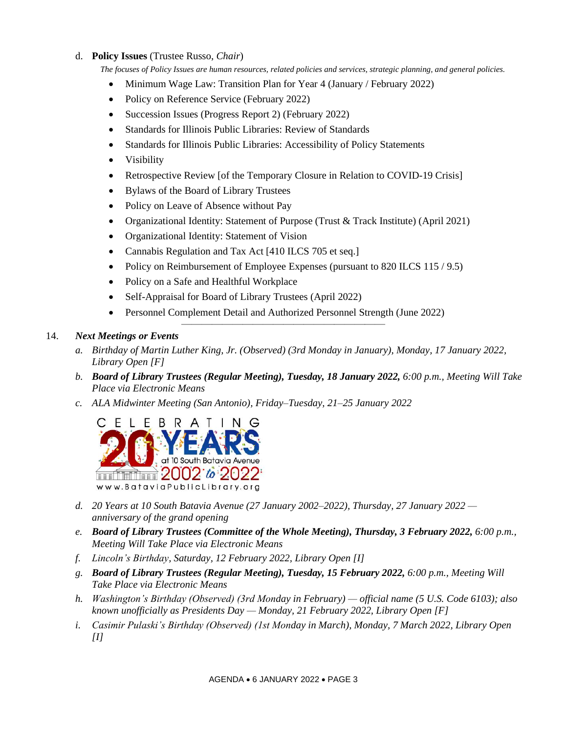d. **Policy Issues** (Trustee Russo, *Chair*)

*The focuses of Policy Issues are human resources, related policies and services, strategic planning, and general policies.*

- Minimum Wage Law: Transition Plan for Year 4 (January / February 2022)
- Policy on Reference Service (February 2022)
- Succession Issues (Progress Report 2) (February 2022)
- Standards for Illinois Public Libraries: Review of Standards
- Standards for Illinois Public Libraries: Accessibility of Policy Statements
- Visibility
- Retrospective Review [of the Temporary Closure in Relation to COVID-19 Crisis]
- Bylaws of the Board of Library Trustees
- Policy on Leave of Absence without Pay
- Organizational Identity: Statement of Purpose (Trust & Track Institute) (April 2021)
- Organizational Identity: Statement of Vision
- Cannabis Regulation and Tax Act [410 ILCS 705 et seq.]
- Policy on Reimbursement of Employee Expenses (pursuant to 820 ILCS 115 / 9.5)
- Policy on a Safe and Healthful Workplace
- Self-Appraisal for Board of Library Trustees (April 2022)
- Personnel Complement Detail and Authorized Personnel Strength (June 2022)

---

14. ***Next Meetings or Events***

*a. Birthday of Martin Luther King, Jr. (Observed) (3rd Monday in January), Monday, 17 January 2022, Library Open [F]*

*b. **Board of Library Trustees (Regular Meeting), Tuesday, 18 January 2022,** 6:00 p.m., Meeting Will Take Place via Electronic Means*

*c. ALA Midwinter Meeting (San Antonio), Friday–Tuesday, 21–25 January 2022*

CELEBRATING 20 YEARS at 10 South Batavia Avenue 2002 to 2022 www.BataviaPublicLibrary.org

*d. 20 Years at 10 South Batavia Avenue (27 January 2002–2022), Thursday, 27 January 2022 — anniversary of the grand opening*

*e. **Board of Library Trustees (Committee of the Whole Meeting), Thursday, 3 February 2022,** 6:00 p.m., Meeting Will Take Place via Electronic Means*

*f. Lincoln's Birthday, Saturday, 12 February 2022, Library Open [I]*

*g. **Board of Library Trustees (Regular Meeting), Tuesday, 15 February 2022,** 6:00 p.m., Meeting Will Take Place via Electronic Means*

*h. Washington's Birthday (Observed) (3rd Monday in February) — official name (5 U.S. Code 6103); also known unofficially as Presidents Day — Monday, 21 February 2022, Library Open [F]*

*i. Casimir Pulaski's Birthday (Observed) (1st Monday in March), Monday, 7 March 2022, Library Open [I]*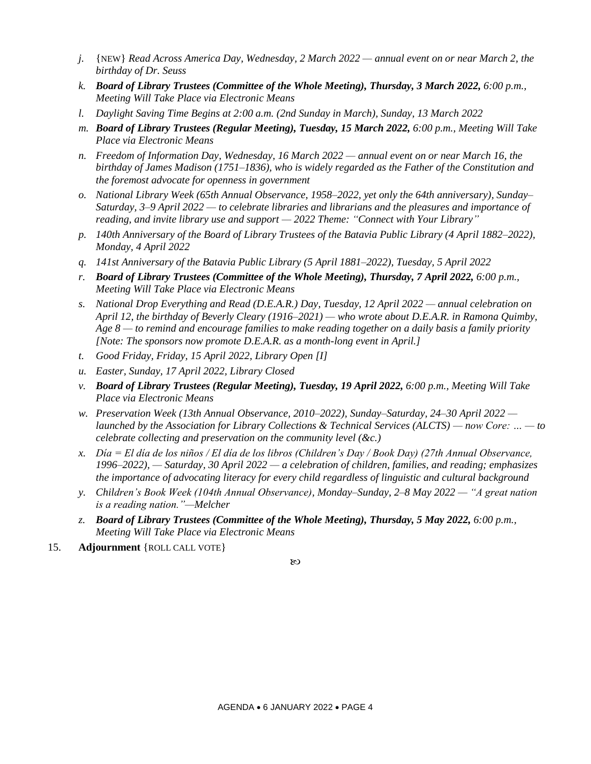- *j.* {NEW} *Read Across America Day, Wednesday, 2 March 2022 — annual event on or near March 2, the birthday of Dr. Seuss*
- *k.* ***Board of Library Trustees (Committee of the Whole Meeting), Thursday, 3 March 2022,*** *6:00 p.m., Meeting Will Take Place via Electronic Means*
- *l.* *Daylight Saving Time Begins at 2:00 a.m. (2nd Sunday in March), Sunday, 13 March 2022*
- *m.* ***Board of Library Trustees (Regular Meeting), Tuesday, 15 March 2022,*** *6:00 p.m., Meeting Will Take Place via Electronic Means*
- *n.* *Freedom of Information Day, Wednesday, 16 March 2022 — annual event on or near March 16, the birthday of James Madison (1751–1836), who is widely regarded as the Father of the Constitution and the foremost advocate for openness in government*
- *o.* *National Library Week (65th Annual Observance, 1958–2022, yet only the 64th anniversary), Sunday–Saturday, 3–9 April 2022 — to celebrate libraries and librarians and the pleasures and importance of reading, and invite library use and support — 2022 Theme: "Connect with Your Library"*
- *p.* *140th Anniversary of the Board of Library Trustees of the Batavia Public Library (4 April 1882–2022), Monday, 4 April 2022*
- *q.* *141st Anniversary of the Batavia Public Library (5 April 1881–2022), Tuesday, 5 April 2022*
- *r.* ***Board of Library Trustees (Committee of the Whole Meeting), Thursday, 7 April 2022,*** *6:00 p.m., Meeting Will Take Place via Electronic Means*
- *s.* *National Drop Everything and Read (D.E.A.R.) Day, Tuesday, 12 April 2022 — annual celebration on April 12, the birthday of Beverly Cleary (1916–2021) — who wrote about D.E.A.R. in Ramona Quimby, Age 8 — to remind and encourage families to make reading together on a daily basis a family priority [Note: The sponsors now promote D.E.A.R. as a month-long event in April.]*
- *t.* *Good Friday, Friday, 15 April 2022, Library Open [I]*
- *u.* *Easter, Sunday, 17 April 2022, Library Closed*
- *v.* ***Board of Library Trustees (Regular Meeting), Tuesday, 19 April 2022,*** *6:00 p.m., Meeting Will Take Place via Electronic Means*
- *w.* *Preservation Week (13th Annual Observance, 2010–2022), Sunday–Saturday, 24–30 April 2022 — launched by the Association for Library Collections & Technical Services (ALCTS) — now Core: … — to celebrate collecting and preservation on the community level (&c.)*
- *x.* *Día = El día de los niños / El día de los libros (Children's Day / Book Day) (27th Annual Observance, 1996–2022), — Saturday, 30 April 2022 — a celebration of children, families, and reading; emphasizes the importance of advocating literacy for every child regardless of linguistic and cultural background*
- *y.* *Children's Book Week (104th Annual Observance), Monday–Sunday, 2–8 May 2022 — "A great nation is a reading nation."—Melcher*
- *z.* ***Board of Library Trustees (Committee of the Whole Meeting), Thursday, 5 May 2022,*** *6:00 p.m., Meeting Will Take Place via Electronic Means*

15. **Adjournment** {ROLL CALL VOTE}

ꟸ